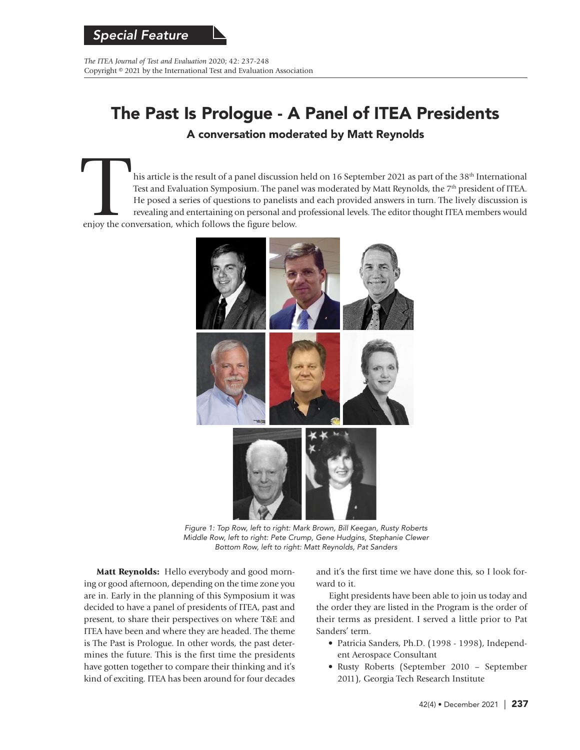*Special Feature*

*The ITEA Journal of Test and Evaluation* 2020; 42: 237-248
Copyright © 2021 by the International Test and Evaluation Association

# The Past Is Prologue - A Panel of ITEA Presidents

## A conversation moderated by Matt Reynolds

This article is the result of a panel discussion held on 16 September 2021 as part of the 38th International Test and Evaluation Symposium. The panel was moderated by Matt Reynolds, the 7th president of ITEA. He posed a series of questions to panelists and each provided answers in turn. The lively discussion is revealing and entertaining on personal and professional levels. The editor thought ITEA members would enjoy the conversation, which follows the figure below.

*Figure 1: Top Row, left to right: Mark Brown, Bill Keegan, Rusty Roberts*
*Middle Row, left to right: Pete Crump, Gene Hudgins, Stephanie Clewer*
*Bottom Row, left to right: Matt Reynolds, Pat Sanders*

**Matt Reynolds:** Hello everybody and good morning or good afternoon, depending on the time zone you are in. Early in the planning of this Symposium it was decided to have a panel of presidents of ITEA, past and present, to share their perspectives on where T&E and ITEA have been and where they are headed. The theme is The Past is Prologue. In other words, the past determines the future. This is the first time the presidents have gotten together to compare their thinking and it's kind of exciting. ITEA has been around for four decades and it's the first time we have done this, so I look forward to it.

Eight presidents have been able to join us today and the order they are listed in the Program is the order of their terms as president. I served a little prior to Pat Sanders' term.

- Patricia Sanders, Ph.D. (1998 - 1998), Independent Aerospace Consultant
- Rusty Roberts (September 2010 – September 2011), Georgia Tech Research Institute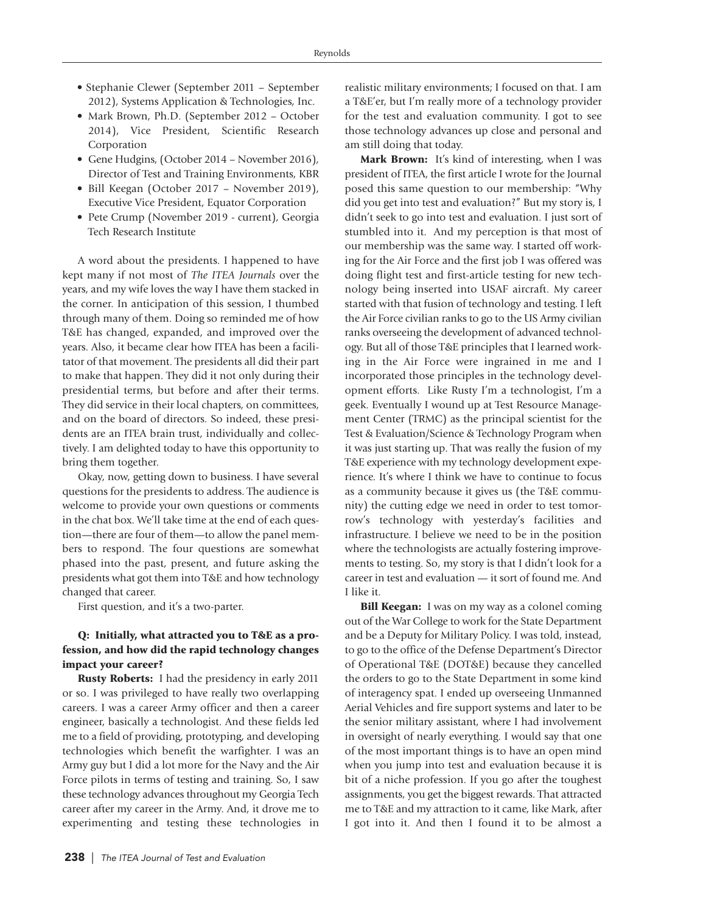- Stephanie Clewer (September 2011 – September 2012), Systems Application & Technologies, Inc.
- Mark Brown, Ph.D. (September 2012 – October 2014), Vice President, Scientific Research Corporation
- Gene Hudgins, (October 2014 – November 2016), Director of Test and Training Environments, KBR
- Bill Keegan (October 2017 – November 2019), Executive Vice President, Equator Corporation
- Pete Crump (November 2019 - current), Georgia Tech Research Institute

A word about the presidents. I happened to have kept many if not most of *The ITEA Journals* over the years, and my wife loves the way I have them stacked in the corner. In anticipation of this session, I thumbed through many of them. Doing so reminded me of how T&E has changed, expanded, and improved over the years. Also, it became clear how ITEA has been a facilitator of that movement. The presidents all did their part to make that happen. They did it not only during their presidential terms, but before and after their terms. They did service in their local chapters, on committees, and on the board of directors. So indeed, these presidents are an ITEA brain trust, individually and collectively. I am delighted today to have this opportunity to bring them together.

Okay, now, getting down to business. I have several questions for the presidents to address. The audience is welcome to provide your own questions or comments in the chat box. We'll take time at the end of each question—there are four of them—to allow the panel members to respond. The four questions are somewhat phased into the past, present, and future asking the presidents what got them into T&E and how technology changed that career.

First question, and it's a two-parter.

**Q: Initially, what attracted you to T&E as a profession, and how did the rapid technology changes impact your career?**

**Rusty Roberts:** I had the presidency in early 2011 or so. I was privileged to have really two overlapping careers. I was a career Army officer and then a career engineer, basically a technologist. And these fields led me to a field of providing, prototyping, and developing technologies which benefit the warfighter. I was an Army guy but I did a lot more for the Navy and the Air Force pilots in terms of testing and training. So, I saw these technology advances throughout my Georgia Tech career after my career in the Army. And, it drove me to experimenting and testing these technologies in realistic military environments; I focused on that. I am a T&E'er, but I'm really more of a technology provider for the test and evaluation community. I got to see those technology advances up close and personal and am still doing that today.

**Mark Brown:** It's kind of interesting, when I was president of ITEA, the first article I wrote for the Journal posed this same question to our membership: "Why did you get into test and evaluation?" But my story is, I didn't seek to go into test and evaluation. I just sort of stumbled into it. And my perception is that most of our membership was the same way. I started off working for the Air Force and the first job I was offered was doing flight test and first-article testing for new technology being inserted into USAF aircraft. My career started with that fusion of technology and testing. I left the Air Force civilian ranks to go to the US Army civilian ranks overseeing the development of advanced technology. But all of those T&E principles that I learned working in the Air Force were ingrained in me and I incorporated those principles in the technology development efforts. Like Rusty I'm a technologist, I'm a geek. Eventually I wound up at Test Resource Management Center (TRMC) as the principal scientist for the Test & Evaluation/Science & Technology Program when it was just starting up. That was really the fusion of my T&E experience with my technology development experience. It's where I think we have to continue to focus as a community because it gives us (the T&E community) the cutting edge we need in order to test tomorrow's technology with yesterday's facilities and infrastructure. I believe we need to be in the position where the technologists are actually fostering improvements to testing. So, my story is that I didn't look for a career in test and evaluation — it sort of found me. And I like it.

**Bill Keegan:** I was on my way as a colonel coming out of the War College to work for the State Department and be a Deputy for Military Policy. I was told, instead, to go to the office of the Defense Department's Director of Operational T&E (DOT&E) because they cancelled the orders to go to the State Department in some kind of interagency spat. I ended up overseeing Unmanned Aerial Vehicles and fire support systems and later to be the senior military assistant, where I had involvement in oversight of nearly everything. I would say that one of the most important things is to have an open mind when you jump into test and evaluation because it is bit of a niche profession. If you go after the toughest assignments, you get the biggest rewards. That attracted me to T&E and my attraction to it came, like Mark, after I got into it. And then I found it to be almost a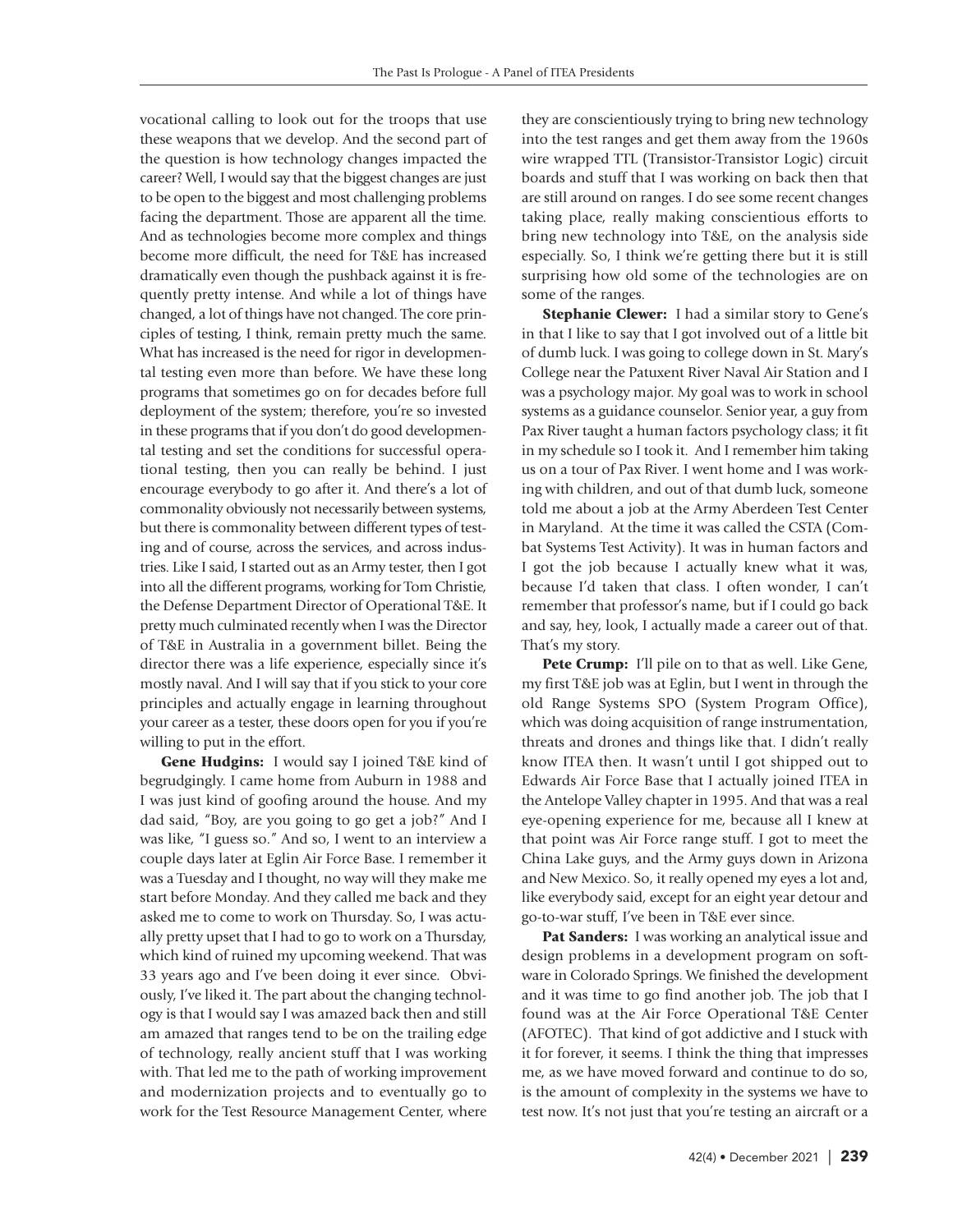vocational calling to look out for the troops that use these weapons that we develop. And the second part of the question is how technology changes impacted the career? Well, I would say that the biggest changes are just to be open to the biggest and most challenging problems facing the department. Those are apparent all the time. And as technologies become more complex and things become more difficult, the need for T&E has increased dramatically even though the pushback against it is frequently pretty intense. And while a lot of things have changed, a lot of things have not changed. The core principles of testing, I think, remain pretty much the same. What has increased is the need for rigor in developmental testing even more than before. We have these long programs that sometimes go on for decades before full deployment of the system; therefore, you're so invested in these programs that if you don't do good developmental testing and set the conditions for successful operational testing, then you can really be behind. I just encourage everybody to go after it. And there's a lot of commonality obviously not necessarily between systems, but there is commonality between different types of testing and of course, across the services, and across industries. Like I said, I started out as an Army tester, then I got into all the different programs, working for Tom Christie, the Defense Department Director of Operational T&E. It pretty much culminated recently when I was the Director of T&E in Australia in a government billet. Being the director there was a life experience, especially since it's mostly naval. And I will say that if you stick to your core principles and actually engage in learning throughout your career as a tester, these doors open for you if you're willing to put in the effort.

**Gene Hudgins:** I would say I joined T&E kind of begrudgingly. I came home from Auburn in 1988 and I was just kind of goofing around the house. And my dad said, "Boy, are you going to go get a job?" And I was like, "I guess so." And so, I went to an interview a couple days later at Eglin Air Force Base. I remember it was a Tuesday and I thought, no way will they make me start before Monday. And they called me back and they asked me to come to work on Thursday. So, I was actually pretty upset that I had to go to work on a Thursday, which kind of ruined my upcoming weekend. That was 33 years ago and I've been doing it ever since. Obviously, I've liked it. The part about the changing technology is that I would say I was amazed back then and still am amazed that ranges tend to be on the trailing edge of technology, really ancient stuff that I was working with. That led me to the path of working improvement and modernization projects and to eventually go to work for the Test Resource Management Center, where they are conscientiously trying to bring new technology into the test ranges and get them away from the 1960s wire wrapped TTL (Transistor-Transistor Logic) circuit boards and stuff that I was working on back then that are still around on ranges. I do see some recent changes taking place, really making conscientious efforts to bring new technology into T&E, on the analysis side especially. So, I think we're getting there but it is still surprising how old some of the technologies are on some of the ranges.

**Stephanie Clewer:** I had a similar story to Gene's in that I like to say that I got involved out of a little bit of dumb luck. I was going to college down in St. Mary's College near the Patuxent River Naval Air Station and I was a psychology major. My goal was to work in school systems as a guidance counselor. Senior year, a guy from Pax River taught a human factors psychology class; it fit in my schedule so I took it. And I remember him taking us on a tour of Pax River. I went home and I was working with children, and out of that dumb luck, someone told me about a job at the Army Aberdeen Test Center in Maryland. At the time it was called the CSTA (Combat Systems Test Activity). It was in human factors and I got the job because I actually knew what it was, because I'd taken that class. I often wonder, I can't remember that professor's name, but if I could go back and say, hey, look, I actually made a career out of that. That's my story.

**Pete Crump:** I'll pile on to that as well. Like Gene, my first T&E job was at Eglin, but I went in through the old Range Systems SPO (System Program Office), which was doing acquisition of range instrumentation, threats and drones and things like that. I didn't really know ITEA then. It wasn't until I got shipped out to Edwards Air Force Base that I actually joined ITEA in the Antelope Valley chapter in 1995. And that was a real eye-opening experience for me, because all I knew at that point was Air Force range stuff. I got to meet the China Lake guys, and the Army guys down in Arizona and New Mexico. So, it really opened my eyes a lot and, like everybody said, except for an eight year detour and go-to-war stuff, I've been in T&E ever since.

**Pat Sanders:** I was working an analytical issue and design problems in a development program on software in Colorado Springs. We finished the development and it was time to go find another job. The job that I found was at the Air Force Operational T&E Center (AFOTEC). That kind of got addictive and I stuck with it for forever, it seems. I think the thing that impresses me, as we have moved forward and continue to do so, is the amount of complexity in the systems we have to test now. It's not just that you're testing an aircraft or a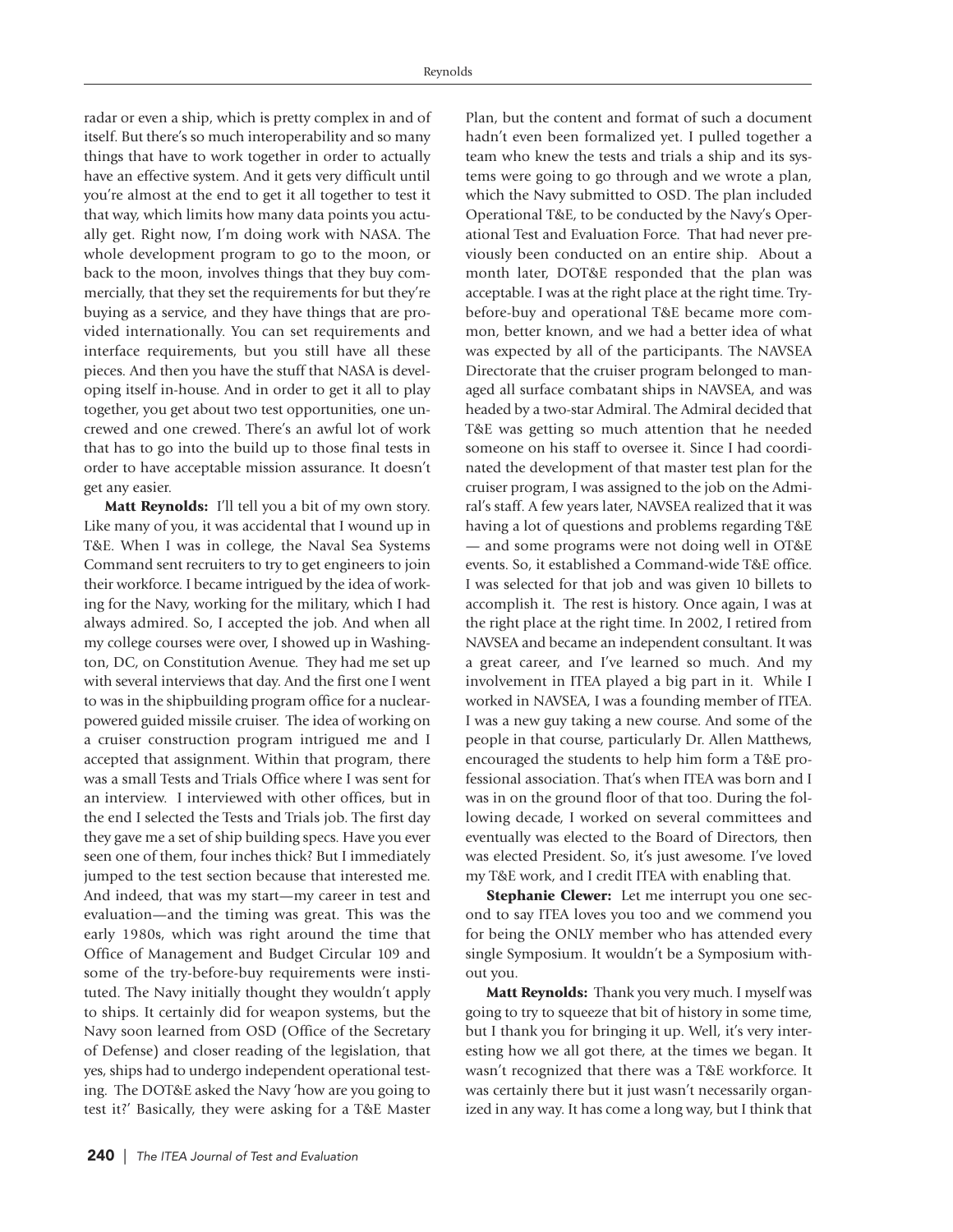radar or even a ship, which is pretty complex in and of itself. But there's so much interoperability and so many things that have to work together in order to actually have an effective system. And it gets very difficult until you're almost at the end to get it all together to test it that way, which limits how many data points you actually get. Right now, I'm doing work with NASA. The whole development program to go to the moon, or back to the moon, involves things that they buy commercially, that they set the requirements for but they're buying as a service, and they have things that are provided internationally. You can set requirements and interface requirements, but you still have all these pieces. And then you have the stuff that NASA is developing itself in-house. And in order to get it all to play together, you get about two test opportunities, one uncrewed and one crewed. There's an awful lot of work that has to go into the build up to those final tests in order to have acceptable mission assurance. It doesn't get any easier.

**Matt Reynolds:** I'll tell you a bit of my own story. Like many of you, it was accidental that I wound up in T&E. When I was in college, the Naval Sea Systems Command sent recruiters to try to get engineers to join their workforce. I became intrigued by the idea of working for the Navy, working for the military, which I had always admired. So, I accepted the job. And when all my college courses were over, I showed up in Washington, DC, on Constitution Avenue. They had me set up with several interviews that day. And the first one I went to was in the shipbuilding program office for a nuclear-powered guided missile cruiser. The idea of working on a cruiser construction program intrigued me and I accepted that assignment. Within that program, there was a small Tests and Trials Office where I was sent for an interview. I interviewed with other offices, but in the end I selected the Tests and Trials job. The first day they gave me a set of ship building specs. Have you ever seen one of them, four inches thick? But I immediately jumped to the test section because that interested me. And indeed, that was my start—my career in test and evaluation—and the timing was great. This was the early 1980s, which was right around the time that Office of Management and Budget Circular 109 and some of the try-before-buy requirements were instituted. The Navy initially thought they wouldn't apply to ships. It certainly did for weapon systems, but the Navy soon learned from OSD (Office of the Secretary of Defense) and closer reading of the legislation, that yes, ships had to undergo independent operational testing. The DOT&E asked the Navy 'how are you going to test it?' Basically, they were asking for a T&E Master Plan, but the content and format of such a document hadn't even been formalized yet. I pulled together a team who knew the tests and trials a ship and its systems were going to go through and we wrote a plan, which the Navy submitted to OSD. The plan included Operational T&E, to be conducted by the Navy's Operational Test and Evaluation Force. That had never previously been conducted on an entire ship. About a month later, DOT&E responded that the plan was acceptable. I was at the right place at the right time. Try-before-buy and operational T&E became more common, better known, and we had a better idea of what was expected by all of the participants. The NAVSEA Directorate that the cruiser program belonged to managed all surface combatant ships in NAVSEA, and was headed by a two-star Admiral. The Admiral decided that T&E was getting so much attention that he needed someone on his staff to oversee it. Since I had coordinated the development of that master test plan for the cruiser program, I was assigned to the job on the Admiral's staff. A few years later, NAVSEA realized that it was having a lot of questions and problems regarding T&E — and some programs were not doing well in OT&E events. So, it established a Command-wide T&E office. I was selected for that job and was given 10 billets to accomplish it. The rest is history. Once again, I was at the right place at the right time. In 2002, I retired from NAVSEA and became an independent consultant. It was a great career, and I've learned so much. And my involvement in ITEA played a big part in it. While I worked in NAVSEA, I was a founding member of ITEA. I was a new guy taking a new course. And some of the people in that course, particularly Dr. Allen Matthews, encouraged the students to help him form a T&E professional association. That's when ITEA was born and I was in on the ground floor of that too. During the following decade, I worked on several committees and eventually was elected to the Board of Directors, then was elected President. So, it's just awesome. I've loved my T&E work, and I credit ITEA with enabling that.

**Stephanie Clewer:** Let me interrupt you one second to say ITEA loves you too and we commend you for being the ONLY member who has attended every single Symposium. It wouldn't be a Symposium without you.

**Matt Reynolds:** Thank you very much. I myself was going to try to squeeze that bit of history in some time, but I thank you for bringing it up. Well, it's very interesting how we all got there, at the times we began. It wasn't recognized that there was a T&E workforce. It was certainly there but it just wasn't necessarily organized in any way. It has come a long way, but I think that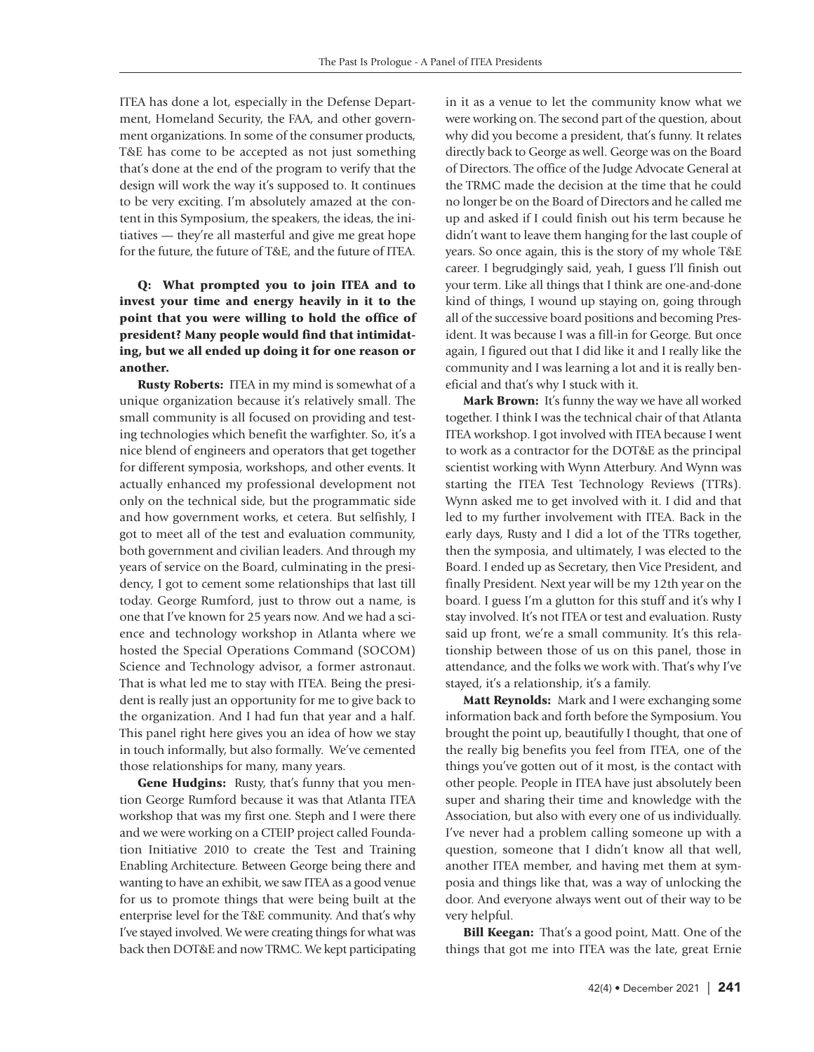ITEA has done a lot, especially in the Defense Department, Homeland Security, the FAA, and other government organizations. In some of the consumer products, T&E has come to be accepted as not just something that's done at the end of the program to verify that the design will work the way it's supposed to. It continues to be very exciting. I'm absolutely amazed at the content in this Symposium, the speakers, the ideas, the initiatives — they're all masterful and give me great hope for the future, the future of T&E, and the future of ITEA.

**Q: What prompted you to join ITEA and to invest your time and energy heavily in it to the point that you were willing to hold the office of president? Many people would find that intimidating, but we all ended up doing it for one reason or another.**

**Rusty Roberts:** ITEA in my mind is somewhat of a unique organization because it's relatively small. The small community is all focused on providing and testing technologies which benefit the warfighter. So, it's a nice blend of engineers and operators that get together for different symposia, workshops, and other events. It actually enhanced my professional development not only on the technical side, but the programmatic side and how government works, et cetera. But selfishly, I got to meet all of the test and evaluation community, both government and civilian leaders. And through my years of service on the Board, culminating in the presidency, I got to cement some relationships that last till today. George Rumford, just to throw out a name, is one that I've known for 25 years now. And we had a science and technology workshop in Atlanta where we hosted the Special Operations Command (SOCOM) Science and Technology advisor, a former astronaut. That is what led me to stay with ITEA. Being the president is really just an opportunity for me to give back to the organization. And I had fun that year and a half. This panel right here gives you an idea of how we stay in touch informally, but also formally. We've cemented those relationships for many, many years.

**Gene Hudgins:** Rusty, that's funny that you mention George Rumford because it was that Atlanta ITEA workshop that was my first one. Steph and I were there and we were working on a CTEIP project called Foundation Initiative 2010 to create the Test and Training Enabling Architecture. Between George being there and wanting to have an exhibit, we saw ITEA as a good venue for us to promote things that were being built at the enterprise level for the T&E community. And that's why I've stayed involved. We were creating things for what was back then DOT&E and now TRMC. We kept participating in it as a venue to let the community know what we were working on. The second part of the question, about why did you become a president, that's funny. It relates directly back to George as well. George was on the Board of Directors. The office of the Judge Advocate General at the TRMC made the decision at the time that he could no longer be on the Board of Directors and he called me up and asked if I could finish out his term because he didn't want to leave them hanging for the last couple of years. So once again, this is the story of my whole T&E career. I begrudgingly said, yeah, I guess I'll finish out your term. Like all things that I think are one-and-done kind of things, I wound up staying on, going through all of the successive board positions and becoming President. It was because I was a fill-in for George. But once again, I figured out that I did like it and I really like the community and I was learning a lot and it is really beneficial and that's why I stuck with it.

**Mark Brown:** It's funny the way we have all worked together. I think I was the technical chair of that Atlanta ITEA workshop. I got involved with ITEA because I went to work as a contractor for the DOT&E as the principal scientist working with Wynn Atterbury. And Wynn was starting the ITEA Test Technology Reviews (TTRs). Wynn asked me to get involved with it. I did and that led to my further involvement with ITEA. Back in the early days, Rusty and I did a lot of the TTRs together, then the symposia, and ultimately, I was elected to the Board. I ended up as Secretary, then Vice President, and finally President. Next year will be my 12th year on the board. I guess I'm a glutton for this stuff and it's why I stay involved. It's not ITEA or test and evaluation. Rusty said up front, we're a small community. It's this relationship between those of us on this panel, those in attendance, and the folks we work with. That's why I've stayed, it's a relationship, it's a family.

**Matt Reynolds:** Mark and I were exchanging some information back and forth before the Symposium. You brought the point up, beautifully I thought, that one of the really big benefits you feel from ITEA, one of the things you've gotten out of it most, is the contact with other people. People in ITEA have just absolutely been super and sharing their time and knowledge with the Association, but also with every one of us individually. I've never had a problem calling someone up with a question, someone that I didn't know all that well, another ITEA member, and having met them at symposia and things like that, was a way of unlocking the door. And everyone always went out of their way to be very helpful.

**Bill Keegan:** That's a good point, Matt. One of the things that got me into ITEA was the late, great Ernie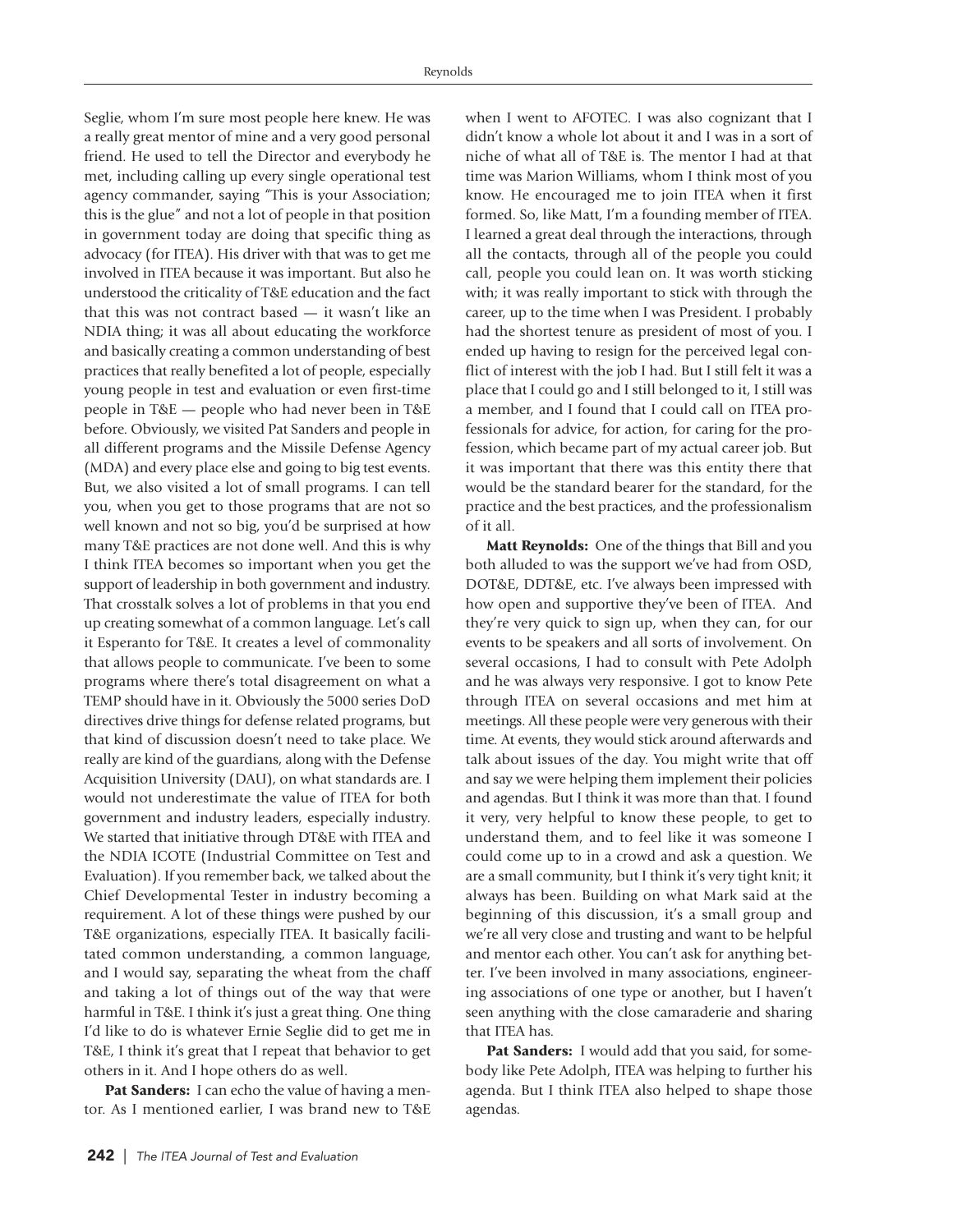Seglie, whom I'm sure most people here knew. He was a really great mentor of mine and a very good personal friend. He used to tell the Director and everybody he met, including calling up every single operational test agency commander, saying "This is your Association; this is the glue" and not a lot of people in that position in government today are doing that specific thing as advocacy (for ITEA). His driver with that was to get me involved in ITEA because it was important. But also he understood the criticality of T&E education and the fact that this was not contract based — it wasn't like an NDIA thing; it was all about educating the workforce and basically creating a common understanding of best practices that really benefited a lot of people, especially young people in test and evaluation or even first-time people in T&E — people who had never been in T&E before. Obviously, we visited Pat Sanders and people in all different programs and the Missile Defense Agency (MDA) and every place else and going to big test events. But, we also visited a lot of small programs. I can tell you, when you get to those programs that are not so well known and not so big, you'd be surprised at how many T&E practices are not done well. And this is why I think ITEA becomes so important when you get the support of leadership in both government and industry. That crosstalk solves a lot of problems in that you end up creating somewhat of a common language. Let's call it Esperanto for T&E. It creates a level of commonality that allows people to communicate. I've been to some programs where there's total disagreement on what a TEMP should have in it. Obviously the 5000 series DoD directives drive things for defense related programs, but that kind of discussion doesn't need to take place. We really are kind of the guardians, along with the Defense Acquisition University (DAU), on what standards are. I would not underestimate the value of ITEA for both government and industry leaders, especially industry. We started that initiative through DT&E with ITEA and the NDIA ICOTE (Industrial Committee on Test and Evaluation). If you remember back, we talked about the Chief Developmental Tester in industry becoming a requirement. A lot of these things were pushed by our T&E organizations, especially ITEA. It basically facilitated common understanding, a common language, and I would say, separating the wheat from the chaff and taking a lot of things out of the way that were harmful in T&E. I think it's just a great thing. One thing I'd like to do is whatever Ernie Seglie did to get me in T&E, I think it's great that I repeat that behavior to get others in it. And I hope others do as well.

**Pat Sanders:** I can echo the value of having a mentor. As I mentioned earlier, I was brand new to T&E when I went to AFOTEC. I was also cognizant that I didn't know a whole lot about it and I was in a sort of niche of what all of T&E is. The mentor I had at that time was Marion Williams, whom I think most of you know. He encouraged me to join ITEA when it first formed. So, like Matt, I'm a founding member of ITEA. I learned a great deal through the interactions, through all the contacts, through all of the people you could call, people you could lean on. It was worth sticking with; it was really important to stick with through the career, up to the time when I was President. I probably had the shortest tenure as president of most of you. I ended up having to resign for the perceived legal conflict of interest with the job I had. But I still felt it was a place that I could go and I still belonged to it, I still was a member, and I found that I could call on ITEA professionals for advice, for action, for caring for the profession, which became part of my actual career job. But it was important that there was this entity there that would be the standard bearer for the standard, for the practice and the best practices, and the professionalism of it all.

**Matt Reynolds:** One of the things that Bill and you both alluded to was the support we've had from OSD, DOT&E, DDT&E, etc. I've always been impressed with how open and supportive they've been of ITEA. And they're very quick to sign up, when they can, for our events to be speakers and all sorts of involvement. On several occasions, I had to consult with Pete Adolph and he was always very responsive. I got to know Pete through ITEA on several occasions and met him at meetings. All these people were very generous with their time. At events, they would stick around afterwards and talk about issues of the day. You might write that off and say we were helping them implement their policies and agendas. But I think it was more than that. I found it very, very helpful to know these people, to get to understand them, and to feel like it was someone I could come up to in a crowd and ask a question. We are a small community, but I think it's very tight knit; it always has been. Building on what Mark said at the beginning of this discussion, it's a small group and we're all very close and trusting and want to be helpful and mentor each other. You can't ask for anything better. I've been involved in many associations, engineering associations of one type or another, but I haven't seen anything with the close camaraderie and sharing that ITEA has.

**Pat Sanders:** I would add that you said, for somebody like Pete Adolph, ITEA was helping to further his agenda. But I think ITEA also helped to shape those agendas.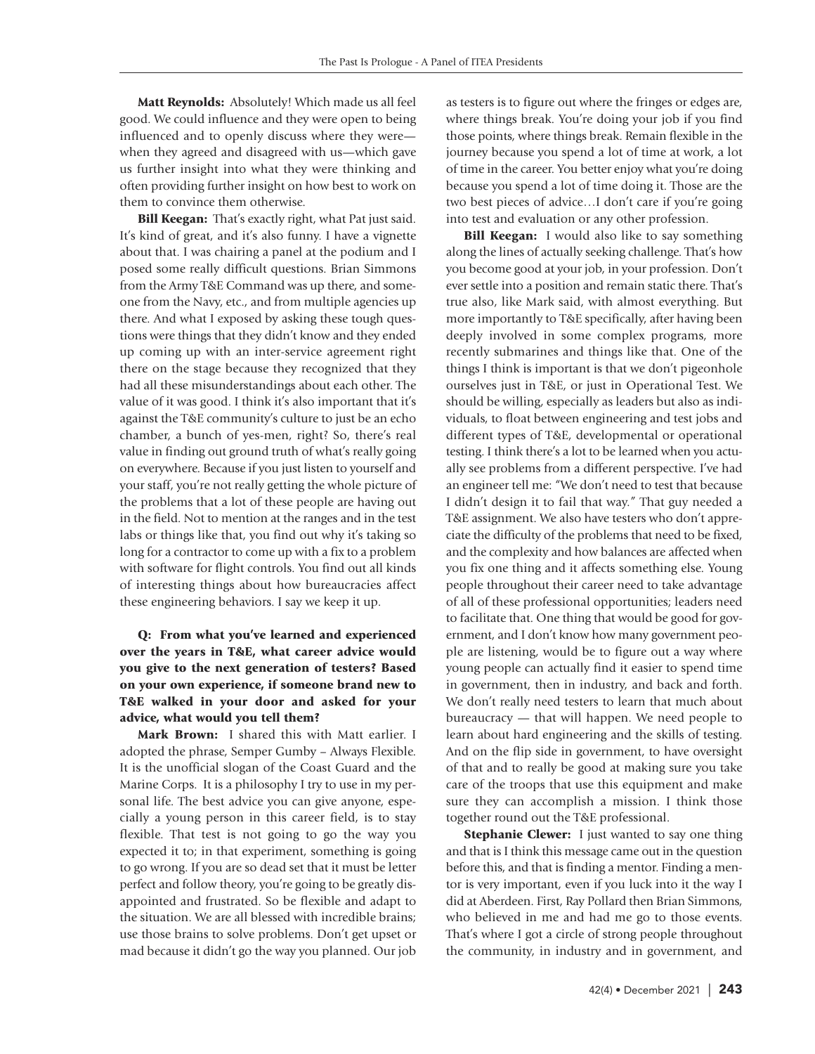**Matt Reynolds:** Absolutely! Which made us all feel good. We could influence and they were open to being influenced and to openly discuss where they were—when they agreed and disagreed with us—which gave us further insight into what they were thinking and often providing further insight on how best to work on them to convince them otherwise.

**Bill Keegan:** That's exactly right, what Pat just said. It's kind of great, and it's also funny. I have a vignette about that. I was chairing a panel at the podium and I posed some really difficult questions. Brian Simmons from the Army T&E Command was up there, and someone from the Navy, etc., and from multiple agencies up there. And what I exposed by asking these tough questions were things that they didn't know and they ended up coming up with an inter-service agreement right there on the stage because they recognized that they had all these misunderstandings about each other. The value of it was good. I think it's also important that it's against the T&E community's culture to just be an echo chamber, a bunch of yes-men, right? So, there's real value in finding out ground truth of what's really going on everywhere. Because if you just listen to yourself and your staff, you're not really getting the whole picture of the problems that a lot of these people are having out in the field. Not to mention at the ranges and in the test labs or things like that, you find out why it's taking so long for a contractor to come up with a fix to a problem with software for flight controls. You find out all kinds of interesting things about how bureaucracies affect these engineering behaviors. I say we keep it up.

**Q: From what you've learned and experienced over the years in T&E, what career advice would you give to the next generation of testers? Based on your own experience, if someone brand new to T&E walked in your door and asked for your advice, what would you tell them?**

**Mark Brown:** I shared this with Matt earlier. I adopted the phrase, Semper Gumby – Always Flexible. It is the unofficial slogan of the Coast Guard and the Marine Corps. It is a philosophy I try to use in my personal life. The best advice you can give anyone, especially a young person in this career field, is to stay flexible. That test is not going to go the way you expected it to; in that experiment, something is going to go wrong. If you are so dead set that it must be letter perfect and follow theory, you're going to be greatly disappointed and frustrated. So be flexible and adapt to the situation. We are all blessed with incredible brains; use those brains to solve problems. Don't get upset or mad because it didn't go the way you planned. Our job as testers is to figure out where the fringes or edges are, where things break. You're doing your job if you find those points, where things break. Remain flexible in the journey because you spend a lot of time at work, a lot of time in the career. You better enjoy what you're doing because you spend a lot of time doing it. Those are the two best pieces of advice…I don't care if you're going into test and evaluation or any other profession.

**Bill Keegan:** I would also like to say something along the lines of actually seeking challenge. That's how you become good at your job, in your profession. Don't ever settle into a position and remain static there. That's true also, like Mark said, with almost everything. But more importantly to T&E specifically, after having been deeply involved in some complex programs, more recently submarines and things like that. One of the things I think is important is that we don't pigeonhole ourselves just in T&E, or just in Operational Test. We should be willing, especially as leaders but also as individuals, to float between engineering and test jobs and different types of T&E, developmental or operational testing. I think there's a lot to be learned when you actually see problems from a different perspective. I've had an engineer tell me: "We don't need to test that because I didn't design it to fail that way." That guy needed a T&E assignment. We also have testers who don't appreciate the difficulty of the problems that need to be fixed, and the complexity and how balances are affected when you fix one thing and it affects something else. Young people throughout their career need to take advantage of all of these professional opportunities; leaders need to facilitate that. One thing that would be good for government, and I don't know how many government people are listening, would be to figure out a way where young people can actually find it easier to spend time in government, then in industry, and back and forth. We don't really need testers to learn that much about bureaucracy — that will happen. We need people to learn about hard engineering and the skills of testing. And on the flip side in government, to have oversight of that and to really be good at making sure you take care of the troops that use this equipment and make sure they can accomplish a mission. I think those together round out the T&E professional.

**Stephanie Clewer:** I just wanted to say one thing and that is I think this message came out in the question before this, and that is finding a mentor. Finding a mentor is very important, even if you luck into it the way I did at Aberdeen. First, Ray Pollard then Brian Simmons, who believed in me and had me go to those events. That's where I got a circle of strong people throughout the community, in industry and in government, and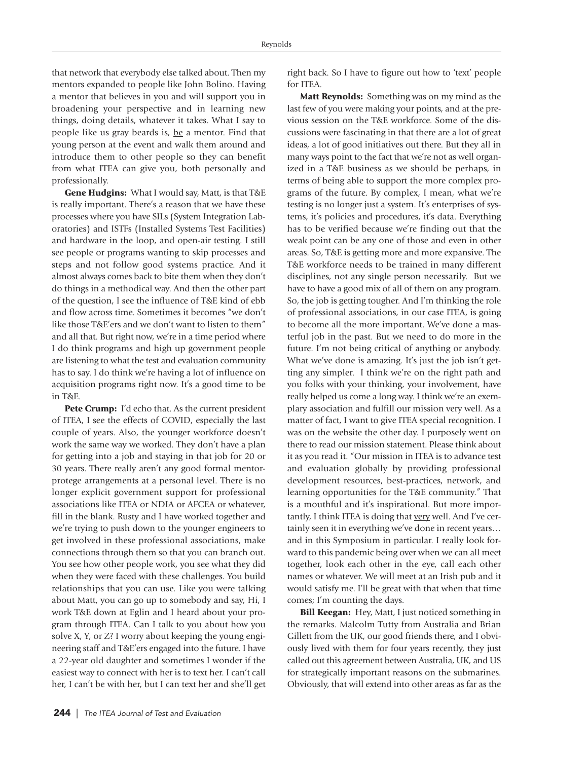that network that everybody else talked about. Then my mentors expanded to people like John Bolino. Having a mentor that believes in you and will support you in broadening your perspective and in learning new things, doing details, whatever it takes. What I say to people like us gray beards is, be a mentor. Find that young person at the event and walk them around and introduce them to other people so they can benefit from what ITEA can give you, both personally and professionally.

**Gene Hudgins:** What I would say, Matt, is that T&E is really important. There's a reason that we have these processes where you have SILs (System Integration Laboratories) and ISTFs (Installed Systems Test Facilities) and hardware in the loop, and open-air testing. I still see people or programs wanting to skip processes and steps and not follow good systems practice. And it almost always comes back to bite them when they don't do things in a methodical way. And then the other part of the question, I see the influence of T&E kind of ebb and flow across time. Sometimes it becomes "we don't like those T&E'ers and we don't want to listen to them" and all that. But right now, we're in a time period where I do think programs and high up government people are listening to what the test and evaluation community has to say. I do think we're having a lot of influence on acquisition programs right now. It's a good time to be in T&E.

**Pete Crump:** I'd echo that. As the current president of ITEA, I see the effects of COVID, especially the last couple of years. Also, the younger workforce doesn't work the same way we worked. They don't have a plan for getting into a job and staying in that job for 20 or 30 years. There really aren't any good formal mentor-protege arrangements at a personal level. There is no longer explicit government support for professional associations like ITEA or NDIA or AFCEA or whatever, fill in the blank. Rusty and I have worked together and we're trying to push down to the younger engineers to get involved in these professional associations, make connections through them so that you can branch out. You see how other people work, you see what they did when they were faced with these challenges. You build relationships that you can use. Like you were talking about Matt, you can go up to somebody and say, Hi, I work T&E down at Eglin and I heard about your program through ITEA. Can I talk to you about how you solve X, Y, or Z? I worry about keeping the young engineering staff and T&E'ers engaged into the future. I have a 22-year old daughter and sometimes I wonder if the easiest way to connect with her is to text her. I can't call her, I can't be with her, but I can text her and she'll get right back. So I have to figure out how to 'text' people for ITEA.

**Matt Reynolds:** Something was on my mind as the last few of you were making your points, and at the previous session on the T&E workforce. Some of the discussions were fascinating in that there are a lot of great ideas, a lot of good initiatives out there. But they all in many ways point to the fact that we're not as well organized in a T&E business as we should be perhaps, in terms of being able to support the more complex programs of the future. By complex, I mean, what we're testing is no longer just a system. It's enterprises of systems, it's policies and procedures, it's data. Everything has to be verified because we're finding out that the weak point can be any one of those and even in other areas. So, T&E is getting more and more expansive. The T&E workforce needs to be trained in many different disciplines, not any single person necessarily. But we have to have a good mix of all of them on any program. So, the job is getting tougher. And I'm thinking the role of professional associations, in our case ITEA, is going to become all the more important. We've done a masterful job in the past. But we need to do more in the future. I'm not being critical of anything or anybody. What we've done is amazing. It's just the job isn't getting any simpler. I think we're on the right path and you folks with your thinking, your involvement, have really helped us come a long way. I think we're an exemplary association and fulfill our mission very well. As a matter of fact, I want to give ITEA special recognition. I was on the website the other day. I purposely went on there to read our mission statement. Please think about it as you read it. "Our mission in ITEA is to advance test and evaluation globally by providing professional development resources, best-practices, network, and learning opportunities for the T&E community." That is a mouthful and it's inspirational. But more importantly, I think ITEA is doing that very well. And I've certainly seen it in everything we've done in recent years… and in this Symposium in particular. I really look forward to this pandemic being over when we can all meet together, look each other in the eye, call each other names or whatever. We will meet at an Irish pub and it would satisfy me. I'll be great with that when that time comes; I'm counting the days.

**Bill Keegan:** Hey, Matt, I just noticed something in the remarks. Malcolm Tutty from Australia and Brian Gillett from the UK, our good friends there, and I obviously lived with them for four years recently, they just called out this agreement between Australia, UK, and US for strategically important reasons on the submarines. Obviously, that will extend into other areas as far as the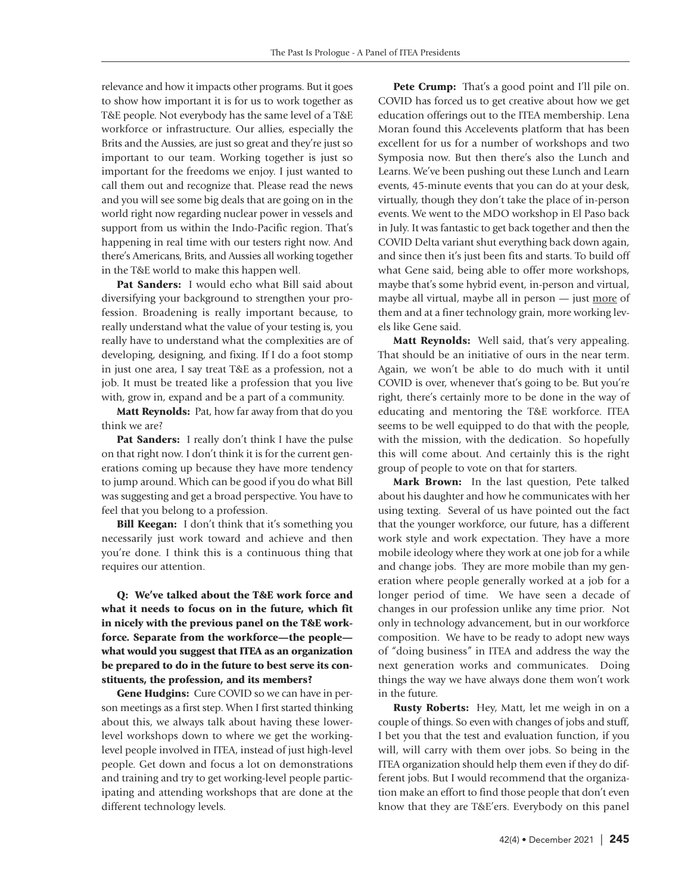relevance and how it impacts other programs. But it goes to show how important it is for us to work together as T&E people. Not everybody has the same level of a T&E workforce or infrastructure. Our allies, especially the Brits and the Aussies, are just so great and they're just so important to our team. Working together is just so important for the freedoms we enjoy. I just wanted to call them out and recognize that. Please read the news and you will see some big deals that are going on in the world right now regarding nuclear power in vessels and support from us within the Indo-Pacific region. That's happening in real time with our testers right now. And there's Americans, Brits, and Aussies all working together in the T&E world to make this happen well.

**Pat Sanders:** I would echo what Bill said about diversifying your background to strengthen your profession. Broadening is really important because, to really understand what the value of your testing is, you really have to understand what the complexities are of developing, designing, and fixing. If I do a foot stomp in just one area, I say treat T&E as a profession, not a job. It must be treated like a profession that you live with, grow in, expand and be a part of a community.

**Matt Reynolds:** Pat, how far away from that do you think we are?

**Pat Sanders:** I really don't think I have the pulse on that right now. I don't think it is for the current generations coming up because they have more tendency to jump around. Which can be good if you do what Bill was suggesting and get a broad perspective. You have to feel that you belong to a profession.

**Bill Keegan:** I don't think that it's something you necessarily just work toward and achieve and then you're done. I think this is a continuous thing that requires our attention.

**Q: We've talked about the T&E work force and what it needs to focus on in the future, which fit in nicely with the previous panel on the T&E workforce. Separate from the workforce—the people—what would you suggest that ITEA as an organization be prepared to do in the future to best serve its constituents, the profession, and its members?**

**Gene Hudgins:** Cure COVID so we can have in person meetings as a first step. When I first started thinking about this, we always talk about having these lower-level workshops down to where we get the working-level people involved in ITEA, instead of just high-level people. Get down and focus a lot on demonstrations and training and try to get working-level people participating and attending workshops that are done at the different technology levels.

**Pete Crump:** That's a good point and I'll pile on. COVID has forced us to get creative about how we get education offerings out to the ITEA membership. Lena Moran found this Accelevents platform that has been excellent for us for a number of workshops and two Symposia now. But then there's also the Lunch and Learns. We've been pushing out these Lunch and Learn events, 45-minute events that you can do at your desk, virtually, though they don't take the place of in-person events. We went to the MDO workshop in El Paso back in July. It was fantastic to get back together and then the COVID Delta variant shut everything back down again, and since then it's just been fits and starts. To build off what Gene said, being able to offer more workshops, maybe that's some hybrid event, in-person and virtual, maybe all virtual, maybe all in person — just more of them and at a finer technology grain, more working levels like Gene said.

**Matt Reynolds:** Well said, that's very appealing. That should be an initiative of ours in the near term. Again, we won't be able to do much with it until COVID is over, whenever that's going to be. But you're right, there's certainly more to be done in the way of educating and mentoring the T&E workforce. ITEA seems to be well equipped to do that with the people, with the mission, with the dedication. So hopefully this will come about. And certainly this is the right group of people to vote on that for starters.

**Mark Brown:** In the last question, Pete talked about his daughter and how he communicates with her using texting. Several of us have pointed out the fact that the younger workforce, our future, has a different work style and work expectation. They have a more mobile ideology where they work at one job for a while and change jobs. They are more mobile than my generation where people generally worked at a job for a longer period of time. We have seen a decade of changes in our profession unlike any time prior. Not only in technology advancement, but in our workforce composition. We have to be ready to adopt new ways of "doing business" in ITEA and address the way the next generation works and communicates. Doing things the way we have always done them won't work in the future.

**Rusty Roberts:** Hey, Matt, let me weigh in on a couple of things. So even with changes of jobs and stuff, I bet you that the test and evaluation function, if you will, will carry with them over jobs. So being in the ITEA organization should help them even if they do different jobs. But I would recommend that the organization make an effort to find those people that don't even know that they are T&E'ers. Everybody on this panel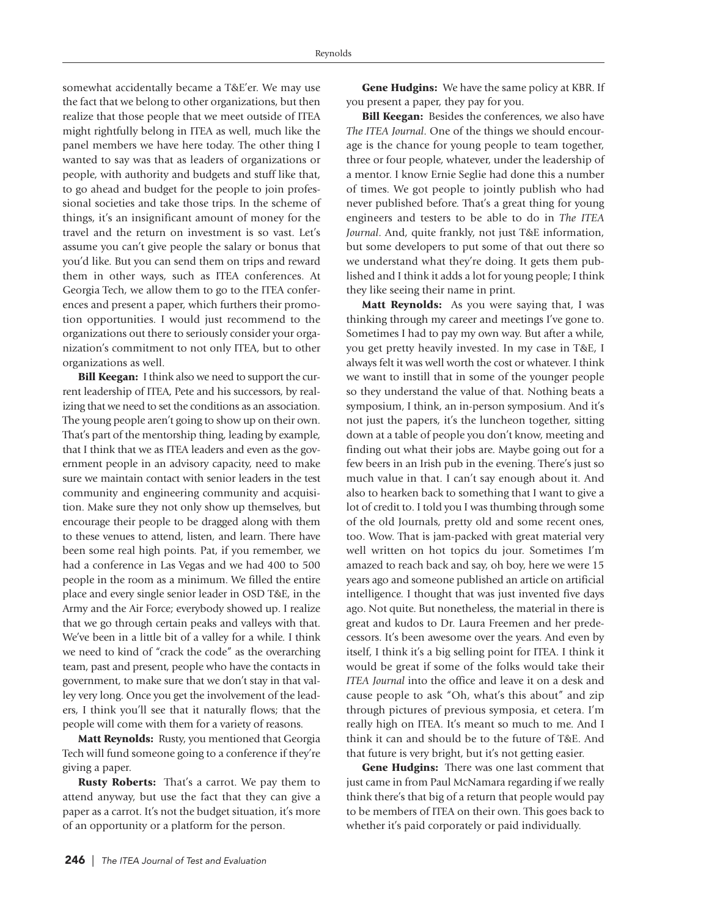somewhat accidentally became a T&E'er. We may use the fact that we belong to other organizations, but then realize that those people that we meet outside of ITEA might rightfully belong in ITEA as well, much like the panel members we have here today. The other thing I wanted to say was that as leaders of organizations or people, with authority and budgets and stuff like that, to go ahead and budget for the people to join professional societies and take those trips. In the scheme of things, it's an insignificant amount of money for the travel and the return on investment is so vast. Let's assume you can't give people the salary or bonus that you'd like. But you can send them on trips and reward them in other ways, such as ITEA conferences. At Georgia Tech, we allow them to go to the ITEA conferences and present a paper, which furthers their promotion opportunities. I would just recommend to the organizations out there to seriously consider your organization's commitment to not only ITEA, but to other organizations as well.

**Bill Keegan:** I think also we need to support the current leadership of ITEA, Pete and his successors, by realizing that we need to set the conditions as an association. The young people aren't going to show up on their own. That's part of the mentorship thing, leading by example, that I think that we as ITEA leaders and even as the government people in an advisory capacity, need to make sure we maintain contact with senior leaders in the test community and engineering community and acquisition. Make sure they not only show up themselves, but encourage their people to be dragged along with them to these venues to attend, listen, and learn. There have been some real high points. Pat, if you remember, we had a conference in Las Vegas and we had 400 to 500 people in the room as a minimum. We filled the entire place and every single senior leader in OSD T&E, in the Army and the Air Force; everybody showed up. I realize that we go through certain peaks and valleys with that. We've been in a little bit of a valley for a while. I think we need to kind of "crack the code" as the overarching team, past and present, people who have the contacts in government, to make sure that we don't stay in that valley very long. Once you get the involvement of the leaders, I think you'll see that it naturally flows; that the people will come with them for a variety of reasons.

**Matt Reynolds:** Rusty, you mentioned that Georgia Tech will fund someone going to a conference if they're giving a paper.

**Rusty Roberts:** That's a carrot. We pay them to attend anyway, but use the fact that they can give a paper as a carrot. It's not the budget situation, it's more of an opportunity or a platform for the person.

**Gene Hudgins:** We have the same policy at KBR. If you present a paper, they pay for you.

**Bill Keegan:** Besides the conferences, we also have *The ITEA Journal*. One of the things we should encourage is the chance for young people to team together, three or four people, whatever, under the leadership of a mentor. I know Ernie Seglie had done this a number of times. We got people to jointly publish who had never published before. That's a great thing for young engineers and testers to be able to do in *The ITEA Journal*. And, quite frankly, not just T&E information, but some developers to put some of that out there so we understand what they're doing. It gets them published and I think it adds a lot for young people; I think they like seeing their name in print.

**Matt Reynolds:** As you were saying that, I was thinking through my career and meetings I've gone to. Sometimes I had to pay my own way. But after a while, you get pretty heavily invested. In my case in T&E, I always felt it was well worth the cost or whatever. I think we want to instill that in some of the younger people so they understand the value of that. Nothing beats a symposium, I think, an in-person symposium. And it's not just the papers, it's the luncheon together, sitting down at a table of people you don't know, meeting and finding out what their jobs are. Maybe going out for a few beers in an Irish pub in the evening. There's just so much value in that. I can't say enough about it. And also to hearken back to something that I want to give a lot of credit to. I told you I was thumbing through some of the old Journals, pretty old and some recent ones, too. Wow. That is jam-packed with great material very well written on hot topics du jour. Sometimes I'm amazed to reach back and say, oh boy, here we were 15 years ago and someone published an article on artificial intelligence. I thought that was just invented five days ago. Not quite. But nonetheless, the material in there is great and kudos to Dr. Laura Freemen and her predecessors. It's been awesome over the years. And even by itself, I think it's a big selling point for ITEA. I think it would be great if some of the folks would take their *ITEA Journal* into the office and leave it on a desk and cause people to ask "Oh, what's this about" and zip through pictures of previous symposia, et cetera. I'm really high on ITEA. It's meant so much to me. And I think it can and should be to the future of T&E. And that future is very bright, but it's not getting easier.

**Gene Hudgins:** There was one last comment that just came in from Paul McNamara regarding if we really think there's that big of a return that people would pay to be members of ITEA on their own. This goes back to whether it's paid corporately or paid individually.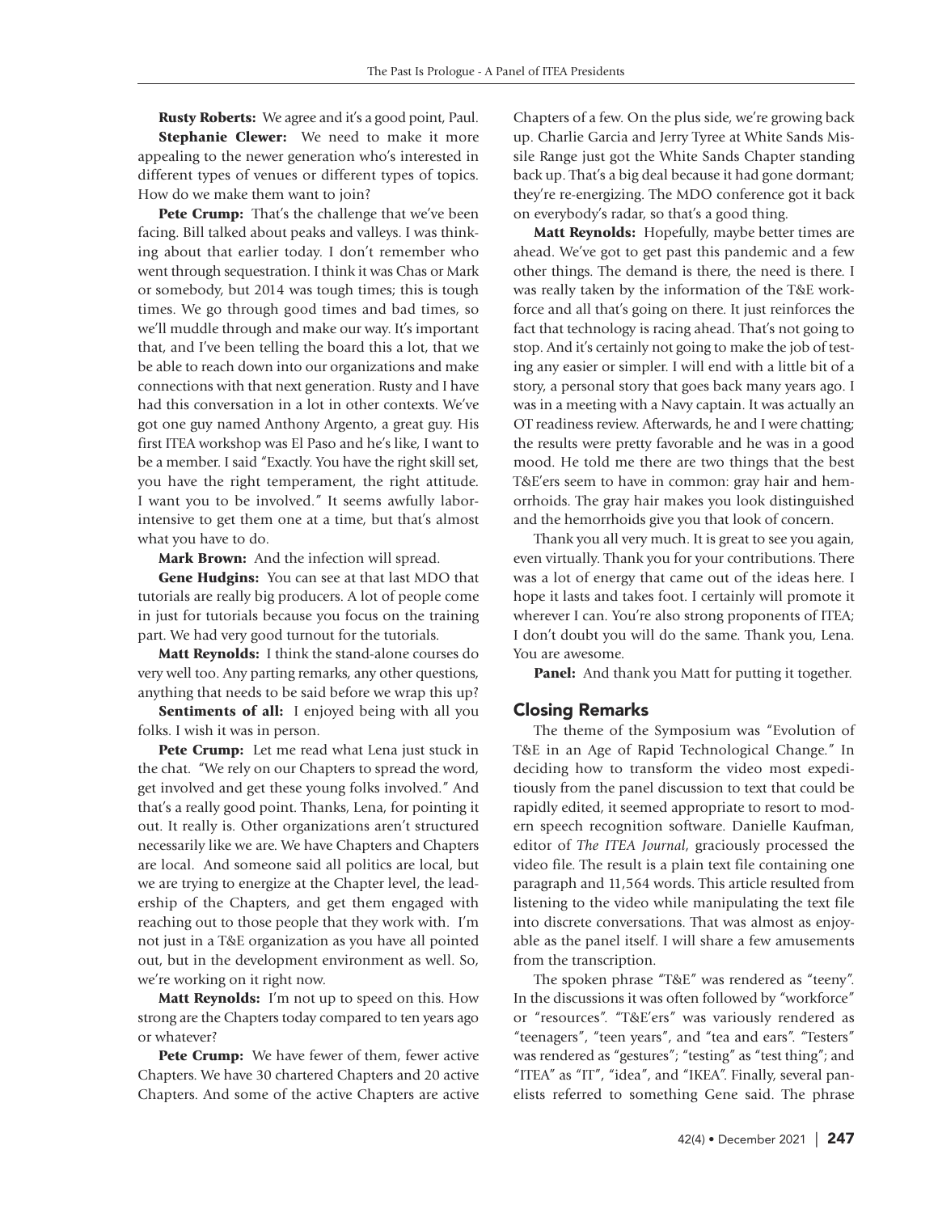**Rusty Roberts:** We agree and it's a good point, Paul.

**Stephanie Clewer:** We need to make it more appealing to the newer generation who's interested in different types of venues or different types of topics. How do we make them want to join?

**Pete Crump:** That's the challenge that we've been facing. Bill talked about peaks and valleys. I was thinking about that earlier today. I don't remember who went through sequestration. I think it was Chas or Mark or somebody, but 2014 was tough times; this is tough times. We go through good times and bad times, so we'll muddle through and make our way. It's important that, and I've been telling the board this a lot, that we be able to reach down into our organizations and make connections with that next generation. Rusty and I have had this conversation in a lot in other contexts. We've got one guy named Anthony Argento, a great guy. His first ITEA workshop was El Paso and he's like, I want to be a member. I said "Exactly. You have the right skill set, you have the right temperament, the right attitude. I want you to be involved." It seems awfully labor-intensive to get them one at a time, but that's almost what you have to do.

**Mark Brown:** And the infection will spread.

**Gene Hudgins:** You can see at that last MDO that tutorials are really big producers. A lot of people come in just for tutorials because you focus on the training part. We had very good turnout for the tutorials.

**Matt Reynolds:** I think the stand-alone courses do very well too. Any parting remarks, any other questions, anything that needs to be said before we wrap this up?

**Sentiments of all:** I enjoyed being with all you folks. I wish it was in person.

**Pete Crump:** Let me read what Lena just stuck in the chat. "We rely on our Chapters to spread the word, get involved and get these young folks involved." And that's a really good point. Thanks, Lena, for pointing it out. It really is. Other organizations aren't structured necessarily like we are. We have Chapters and Chapters are local. And someone said all politics are local, but we are trying to energize at the Chapter level, the leadership of the Chapters, and get them engaged with reaching out to those people that they work with. I'm not just in a T&E organization as you have all pointed out, but in the development environment as well. So, we're working on it right now.

**Matt Reynolds:** I'm not up to speed on this. How strong are the Chapters today compared to ten years ago or whatever?

**Pete Crump:** We have fewer of them, fewer active Chapters. We have 30 chartered Chapters and 20 active Chapters. And some of the active Chapters are active Chapters of a few. On the plus side, we're growing back up. Charlie Garcia and Jerry Tyree at White Sands Missile Range just got the White Sands Chapter standing back up. That's a big deal because it had gone dormant; they're re-energizing. The MDO conference got it back on everybody's radar, so that's a good thing.

**Matt Reynolds:** Hopefully, maybe better times are ahead. We've got to get past this pandemic and a few other things. The demand is there, the need is there. I was really taken by the information of the T&E workforce and all that's going on there. It just reinforces the fact that technology is racing ahead. That's not going to stop. And it's certainly not going to make the job of testing any easier or simpler. I will end with a little bit of a story, a personal story that goes back many years ago. I was in a meeting with a Navy captain. It was actually an OT readiness review. Afterwards, he and I were chatting; the results were pretty favorable and he was in a good mood. He told me there are two things that the best T&E'ers seem to have in common: gray hair and hemorrhoids. The gray hair makes you look distinguished and the hemorrhoids give you that look of concern.

Thank you all very much. It is great to see you again, even virtually. Thank you for your contributions. There was a lot of energy that came out of the ideas here. I hope it lasts and takes foot. I certainly will promote it wherever I can. You're also strong proponents of ITEA; I don't doubt you will do the same. Thank you, Lena. You are awesome.

**Panel:** And thank you Matt for putting it together.

## Closing Remarks

The theme of the Symposium was "Evolution of T&E in an Age of Rapid Technological Change." In deciding how to transform the video most expeditiously from the panel discussion to text that could be rapidly edited, it seemed appropriate to resort to modern speech recognition software. Danielle Kaufman, editor of *The ITEA Journal*, graciously processed the video file. The result is a plain text file containing one paragraph and 11,564 words. This article resulted from listening to the video while manipulating the text file into discrete conversations. That was almost as enjoyable as the panel itself. I will share a few amusements from the transcription.

The spoken phrase "T&E" was rendered as "teeny". In the discussions it was often followed by "workforce" or "resources". "T&E'ers" was variously rendered as "teenagers", "teen years", and "tea and ears". "Testers" was rendered as "gestures"; "testing" as "test thing"; and "ITEA" as "IT", "idea", and "IKEA". Finally, several panelists referred to something Gene said. The phrase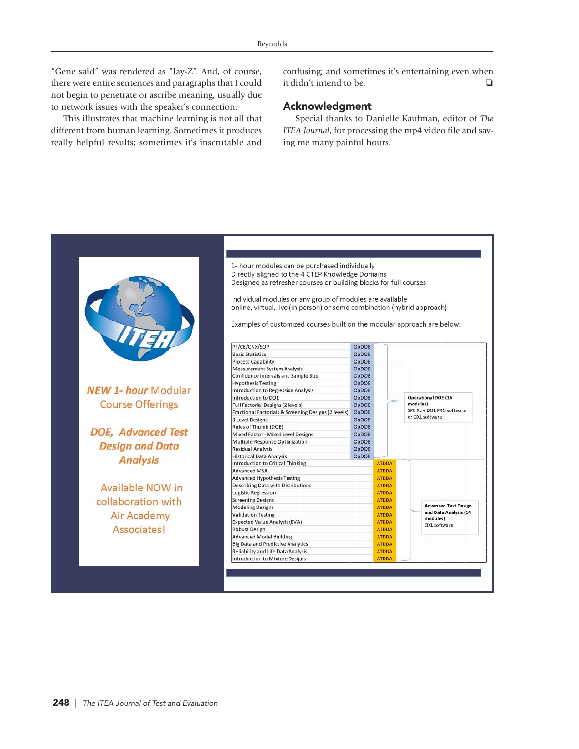"Gene said" was rendered as "Jay-Z". And, of course, there were entire sentences and paragraphs that I could not begin to penetrate or ascribe meaning, usually due to network issues with the speaker's connection.

This illustrates that machine learning is not all that different from human learning. Sometimes it produces really helpful results; sometimes it's inscrutable and confusing; and sometimes it's entertaining even when it didn't intend to be. ❑

## Acknowledgment

Special thanks to Danielle Kaufman, editor of *The ITEA Journal*, for processing the mp4 video file and saving me many painful hours.

ITEA

**NEW 1- hour** Modular Course Offerings

***DOE, Advanced Test Design and Data Analysis***

Available NOW in collaboration with Air Academy Associates!

1- hour modules can be purchased individually
Directly aligned to the 4 CTEP Knowledge Domains
Designed as refresher courses or building blocks for full courses

Individual modules or any group of modules are available
online, virtual, live (in person) or some combination (hybrid approach)

Examples of customized courses built on the modular approach are below:

| Module | Course | | Full Course |
|---|---|---|---|
| PF/CE/CNX/SOP | OpDOE | | **Operational DOE (16 modules)** SPC XL + DOE PRO software or QXL software |
| Basic Statistics | OpDOE | | |
| Process Capability | OpDOE | | |
| Measurement System Analysis | OpDOE | | |
| Confidence Intervals and Sample Size | OpDOE | | |
| Hypothesis Testing | OpDOE | | |
| Introduction to Regression Analysis | OpDOE | | |
| Introduction to DOE | OpDOE | | |
| Full Factorial Designs (2 levels) | OpDOE | | |
| Fractional Factorials & Screening Designs (2 levels) | OpDOE | | |
| 3 Level Designs | OpDOE | | |
| Rules of Thumb (DOE) | OpDOE | | |
| Mixed Factor - Mixed Level Designs | OpDOE | | |
| Multiple-Response Optimization | OpDOE | | |
| Residual Analysis | OpDOE | | |
| Historical Data Analysis | OpDOE | | |
| Introduction to Critical Thinking | | ATDDA | **Advanced Test Design and Data Analysis (14 modules)** QXL software |
| Advanced MSA | | ATDDA | |
| Advanced Hypothesis Testing | | ATDDA | |
| Describing Data with Distributions | | ATDDA | |
| Logistic Regression | | ATDDA | |
| Screening Designs | | ATDDA | |
| Modeling Designs | | ATDDA | |
| Validation Testing | | ATDDA | |
| Expected Value Analysis (EVA) | | ATDDA | |
| Robust Design | | ATDDA | |
| Advanced Model Building | | ATDDA | |
| Big Data and Predictive Analytics | | ATDDA | |
| Reliability and Life Data Analysis | | ATDDA | |
| Introduction to Mixture Designs | | ATDDA | |